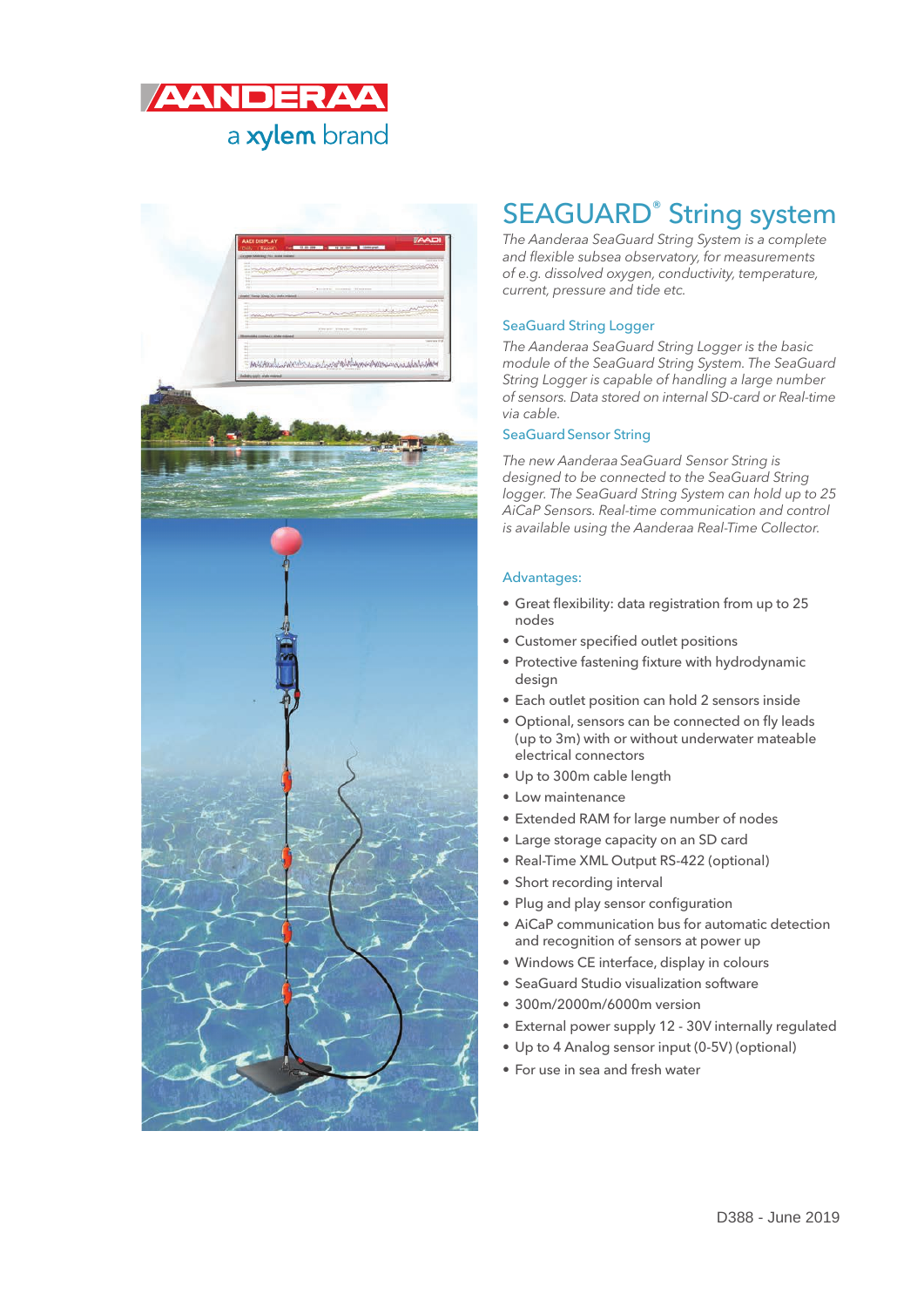AANDERAA

a xylem brand

# SEAGUARD® String system

*The Aanderaa SeaGuard String System is a complete and flexible subsea observatory, for measurements of e.g. dissolved oxygen, conductivity, temperature, current, pressure and tide etc.*

## SeaGuard String Logger

*The Aanderaa SeaGuard String Logger is the basic module of the SeaGuard String System. The SeaGuard String Logger is capable of handling a large number of sensors. Data stored on internal SD-card or Real-time via cable.*

## SeaGuard Sensor String

*The new Aanderaa SeaGuard Sensor String is designed to be connected to the SeaGuard String logger. The SeaGuard String System can hold up to 25 AiCaP Sensors. Real-time communication and control is available using the Aanderaa Real-Time Collector.*

## Advantages:

- Great flexibility: data registration from up to 25 nodes
- Customer specified outlet positions
- Protective fastening fixture with hydrodynamic design
- Each outlet position can hold 2 sensors inside
- Optional, sensors can be connected on fly leads (up to 3m) with or without underwater mateable electrical connectors
- Up to 300m cable length
- Low maintenance
- Extended RAM for large number of nodes
- Large storage capacity on an SD card
- Real-Time XML Output RS-422 (optional)
- Short recording interval
- Plug and play sensor configuration
- AiCaP communication bus for automatic detection and recognition of sensors at power up
- Windows CE interface, display in colours
- SeaGuard Studio visualization software
- 300m/2000m/6000m version
- External power supply 12 - 30V internally regulated
- Up to 4 Analog sensor input (0-5V) (optional)
- For use in sea and fresh water

D388 - June 2019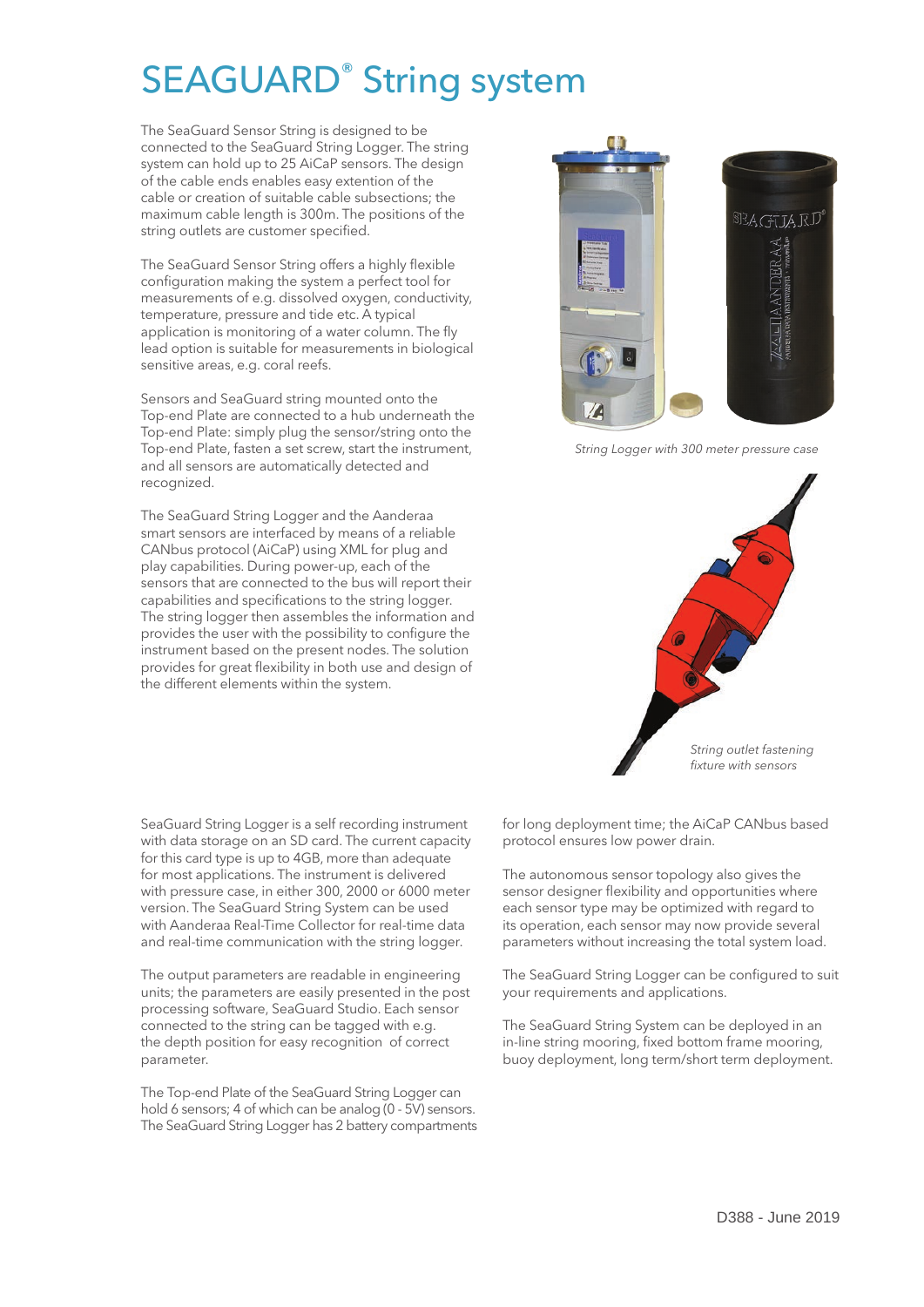# SEAGUARD® String system

The SeaGuard Sensor String is designed to be connected to the SeaGuard String Logger. The string system can hold up to 25 AiCaP sensors. The design of the cable ends enables easy extention of the cable or creation of suitable cable subsections; the maximum cable length is 300m. The positions of the string outlets are customer specified.

The SeaGuard Sensor String offers a highly flexible configuration making the system a perfect tool for measurements of e.g. dissolved oxygen, conductivity, temperature, pressure and tide etc. A typical application is monitoring of a water column. The fly lead option is suitable for measurements in biological sensitive areas, e.g. coral reefs.

Sensors and SeaGuard string mounted onto the Top-end Plate are connected to a hub underneath the Top-end Plate: simply plug the sensor/string onto the Top-end Plate, fasten a set screw, start the instrument, and all sensors are automatically detected and recognized.

The SeaGuard String Logger and the Aanderaa smart sensors are interfaced by means of a reliable CANbus protocol (AiCaP) using XML for plug and play capabilities. During power-up, each of the sensors that are connected to the bus will report their capabilities and specifications to the string logger. The string logger then assembles the information and provides the user with the possibility to configure the instrument based on the present nodes. The solution provides for great flexibility in both use and design of the different elements within the system.

*String Logger with 300 meter pressure case*

*String outlet fastening fixture with sensors*

SeaGuard String Logger is a self recording instrument with data storage on an SD card. The current capacity for this card type is up to 4GB, more than adequate for most applications. The instrument is delivered with pressure case, in either 300, 2000 or 6000 meter version. The SeaGuard String System can be used with Aanderaa Real-Time Collector for real-time data and real-time communication with the string logger.

The output parameters are readable in engineering units; the parameters are easily presented in the post processing software, SeaGuard Studio. Each sensor connected to the string can be tagged with e.g. the depth position for easy recognition of correct parameter.

The Top-end Plate of the SeaGuard String Logger can hold 6 sensors; 4 of which can be analog (0 - 5V) sensors. The SeaGuard String Logger has 2 battery compartments for long deployment time; the AiCaP CANbus based protocol ensures low power drain.

The autonomous sensor topology also gives the sensor designer flexibility and opportunities where each sensor type may be optimized with regard to its operation, each sensor may now provide several parameters without increasing the total system load.

The SeaGuard String Logger can be configured to suit your requirements and applications.

The SeaGuard String System can be deployed in an in-line string mooring, fixed bottom frame mooring, buoy deployment, long term/short term deployment.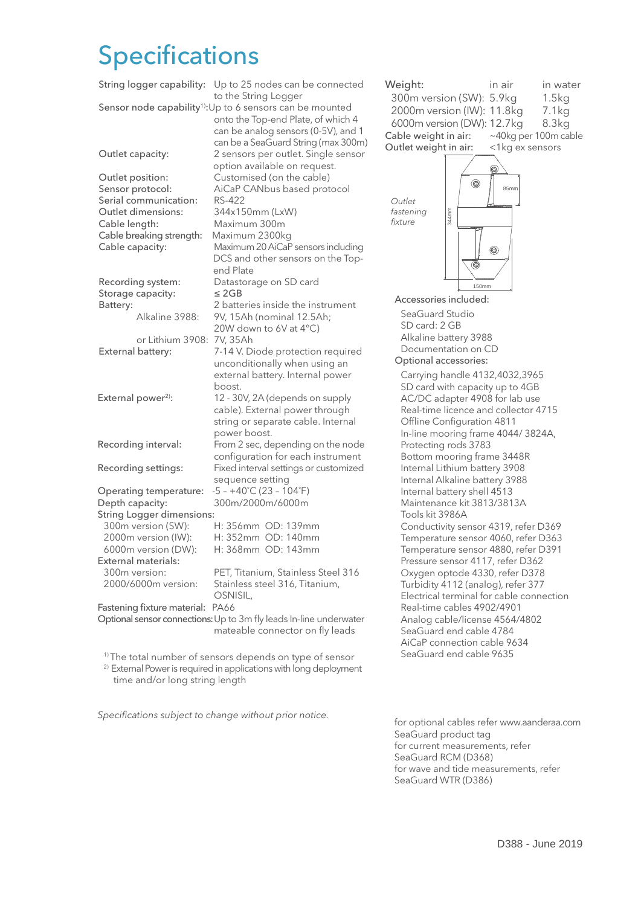# Specifications

| | |
|---|---|
| String logger capability: | Up to 25 nodes can be connected to the String Logger |
| Sensor node capability[1]: | Up to 6 sensors can be mounted onto the Top-end Plate, of which 4 can be analog sensors (0-5V), and 1 can be a SeaGuard String (max 300m) |
| Outlet capacity: | 2 sensors per outlet. Single sensor option available on request. |
| Outlet position: | Customised (on the cable) |
| Sensor protocol: | AiCaP CANbus based protocol |
| Serial communication: | RS-422 |
| Outlet dimensions: | 344x150mm (LxW) |
| Cable length: | Maximum 300m |
| Cable breaking strength: | Maximum 2300kg |
| Cable capacity: | Maximum 20 AiCaP sensors including DCS and other sensors on the Top-end Plate |
| Recording system: | Datastorage on SD card |
| Storage capacity: | ≤ 2GB |
| Battery: | 2 batteries inside the instrument |
| Alkaline 3988: | 9V, 15Ah (nominal 12.5Ah; 20W down to 6V at 4°C) |
| or Lithium 3908: | 7V, 35Ah |
| External battery: | 7-14 V. Diode protection required unconditionally when using an external battery. Internal power boost. |
| External power[2]: | 12 - 30V, 2A (depends on supply cable). External power through string or separate cable. Internal power boost. |
| Recording interval: | From 2 sec, depending on the node configuration for each instrument |
| Recording settings: | Fixed interval settings or customized sequence setting |
| Operating temperature: | -5 – +40˚C (23 – 104˚F) |
| Depth capacity: | 300m/2000m/6000m |
| String Logger dimensions: | |
| 300m version (SW): | H: 356mm OD: 139mm |
| 2000m version (IW): | H: 352mm OD: 140mm |
| 6000m version (DW): | H: 368mm OD: 143mm |
| External materials: | |
| 300m version: | PET, Titanium, Stainless Steel 316 |
| 2000/6000m version: | Stainless steel 316, Titanium, OSNISIL, |
| Fastening fixture material: | PA66 |
| Optional sensor connections: | Up to 3m fly leads In-line underwater mateable connector on fly leads |

[1] The total number of sensors depends on type of sensor
[2] External Power is required in applications with long deployment time and/or long string length

*Specifications subject to change without prior notice.*

| Weight: | in air | in water |
|---|---|---|
| 300m version (SW): | 5.9kg | 1.5kg |
| 2000m version (IW): | 11.8kg | 7.1kg |
| 6000m version (DW): | 12.7kg | 8.3kg |
| Cable weight in air: | ~40kg per 100m cable | |
| Outlet weight in air: | <1kg ex sensors | |

*Outlet fastening fixture*

344mm, 85mm, 150mm

Accessories included:

- SeaGuard Studio
- SD card: 2 GB
- Alkaline battery 3988
- Documentation on CD

Optional accessories:

- Carrying handle 4132,4032,3965
- SD card with capacity up to 4GB
- AC/DC adapter 4908 for lab use
- Real-time licence and collector 4715
- Offline Configuration 4811
- In-line mooring frame 4044/ 3824A,
- Protecting rods 3783
- Bottom mooring frame 3448R
- Internal Lithium battery 3908
- Internal Alkaline battery 3988
- Internal battery shell 4513
- Maintenance kit 3813/3813A
- Tools kit 3986A
- Conductivity sensor 4319, refer D369
- Temperature sensor 4060, refer D363
- Temperature sensor 4880, refer D391
- Pressure sensor 4117, refer D362
- Oxygen optode 4330, refer D378
- Turbidity 4112 (analog), refer 377
- Electrical terminal for cable connection
- Real-time cables 4902/4901
- Analog cable/license 4564/4802
- SeaGuard end cable 4784
- AiCaP connection cable 9634
- SeaGuard end cable 9635

for optional cables refer www.aanderaa.com SeaGuard product tag
for current measurements, refer SeaGuard RCM (D368)
for wave and tide measurements, refer SeaGuard WTR (D386)

D388 - June 2019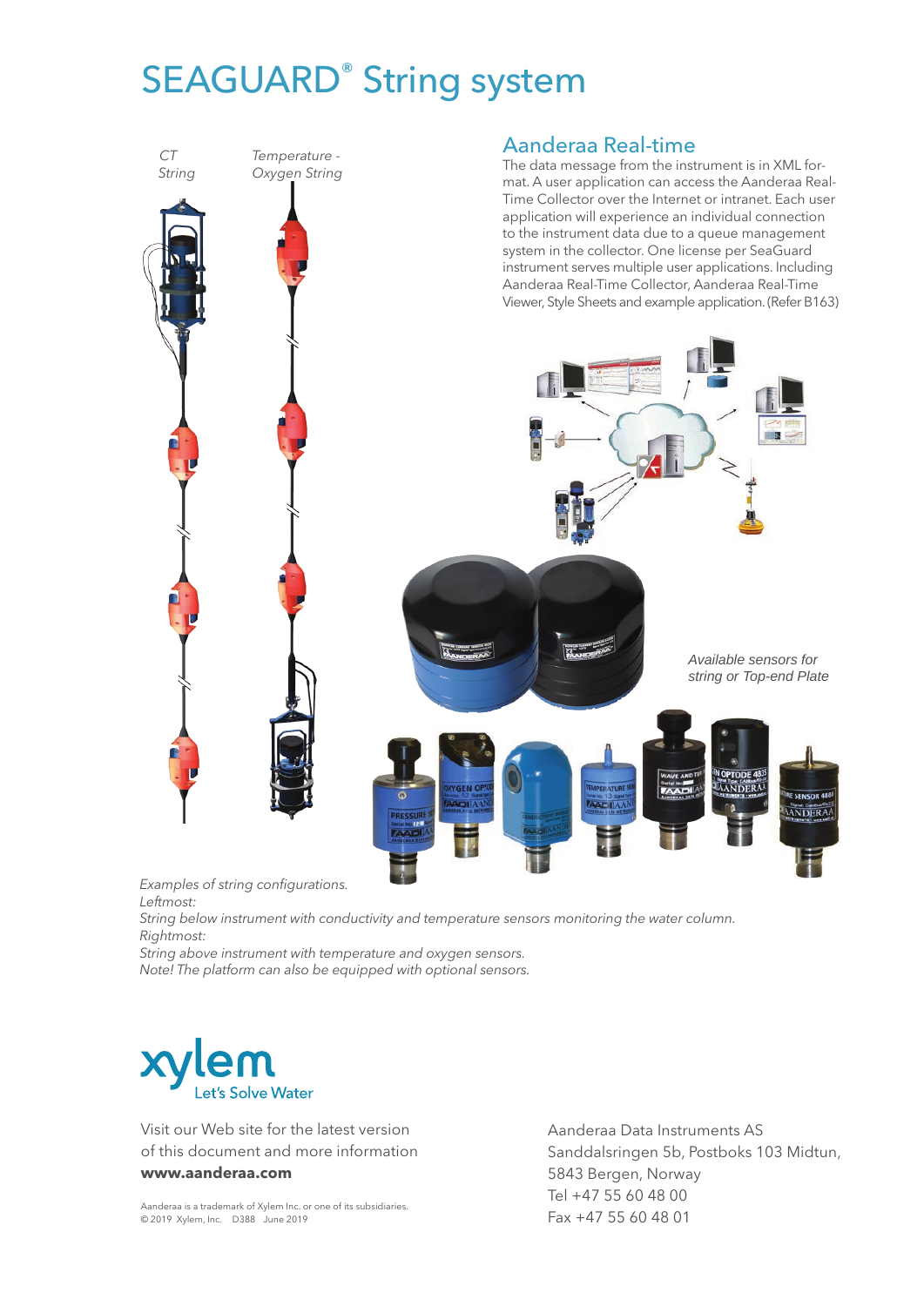# SEAGUARD® String system

*CT String*

*Temperature - Oxygen String*

## Aanderaa Real-time

The data message from the instrument is in XML format. A user application can access the Aanderaa Real-Time Collector over the Internet or intranet. Each user application will experience an individual connection to the instrument data due to a queue management system in the collector. One license per SeaGuard instrument serves multiple user applications. Including Aanderaa Real-Time Collector, Aanderaa Real-Time Viewer, Style Sheets and example application. (Refer B163)

*Available sensors for string or Top-end Plate*

*Examples of string configurations.*
*Leftmost:*
*String below instrument with conductivity and temperature sensors monitoring the water column.*
*Rightmost:*
*String above instrument with temperature and oxygen sensors.*
*Note! The platform can also be equipped with optional sensors.*

xylem
Let's Solve Water

Visit our Web site for the latest version of this document and more information
**www.aanderaa.com**

Aanderaa is a trademark of Xylem Inc. or one of its subsidiaries.
© 2019 Xylem, Inc. D388 June 2019

Aanderaa Data Instruments AS
Sanddalsringen 5b, Postboks 103 Midtun,
5843 Bergen, Norway
Tel +47 55 60 48 00
Fax +47 55 60 48 01